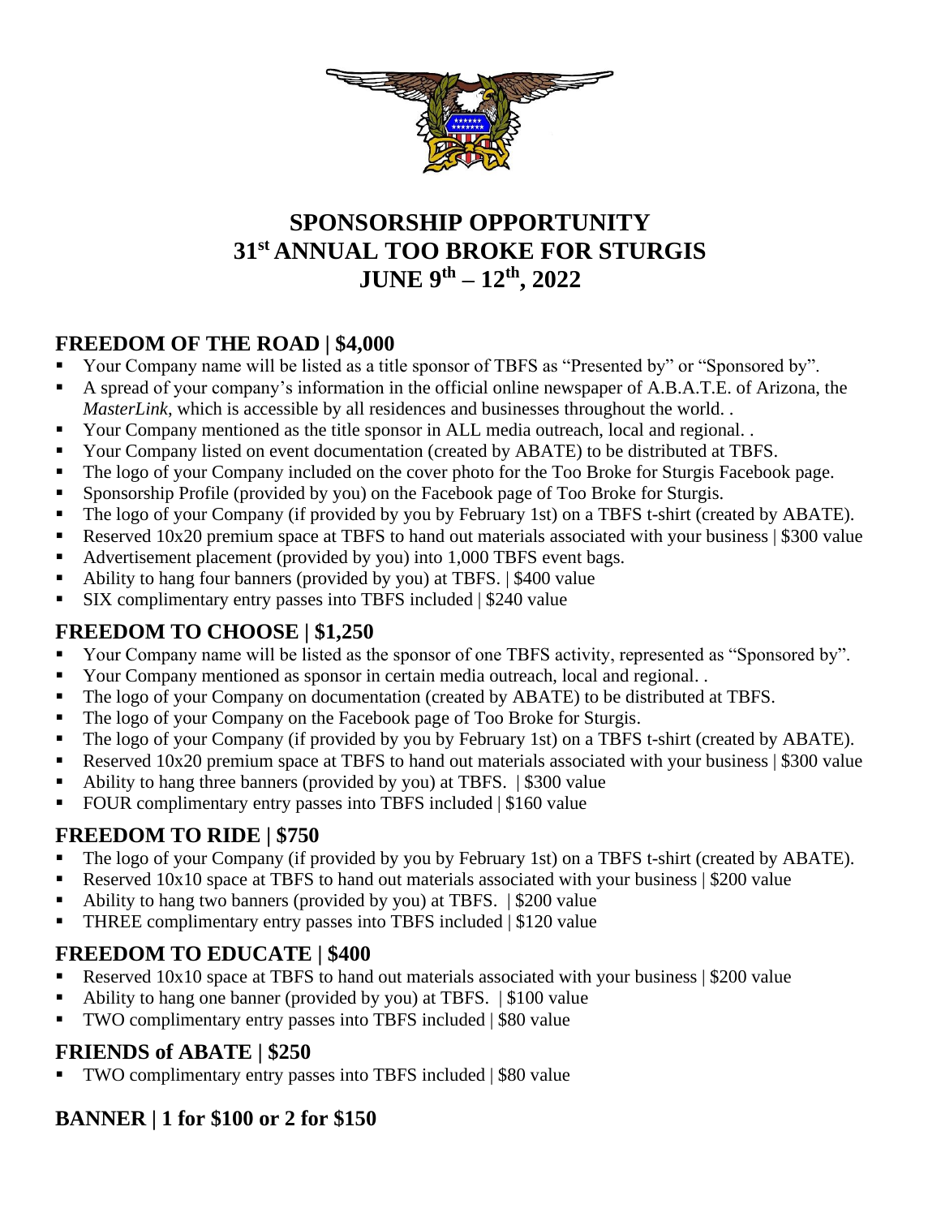# SPONSORSHIP OPPORTUNITY
# 31st ANNUAL TOO BROKE FOR STURGIS
# JUNE 9th – 12th, 2022

## FREEDOM OF THE ROAD | $4,000

- Your Company name will be listed as a title sponsor of TBFS as "Presented by" or "Sponsored by".
- A spread of your company's information in the official online newspaper of A.B.A.T.E. of Arizona, the *MasterLink*, which is accessible by all residences and businesses throughout the world. .
- Your Company mentioned as the title sponsor in ALL media outreach, local and regional. .
- Your Company listed on event documentation (created by ABATE) to be distributed at TBFS.
- The logo of your Company included on the cover photo for the Too Broke for Sturgis Facebook page.
- Sponsorship Profile (provided by you) on the Facebook page of Too Broke for Sturgis.
- The logo of your Company (if provided by you by February 1st) on a TBFS t-shirt (created by ABATE).
- Reserved 10x20 premium space at TBFS to hand out materials associated with your business | $300 value
- Advertisement placement (provided by you) into 1,000 TBFS event bags.
- Ability to hang four banners (provided by you) at TBFS. | $400 value
- SIX complimentary entry passes into TBFS included | $240 value

## FREEDOM TO CHOOSE | $1,250

- Your Company name will be listed as the sponsor of one TBFS activity, represented as "Sponsored by".
- Your Company mentioned as sponsor in certain media outreach, local and regional. .
- The logo of your Company on documentation (created by ABATE) to be distributed at TBFS.
- The logo of your Company on the Facebook page of Too Broke for Sturgis.
- The logo of your Company (if provided by you by February 1st) on a TBFS t-shirt (created by ABATE).
- Reserved 10x20 premium space at TBFS to hand out materials associated with your business | $300 value
- Ability to hang three banners (provided by you) at TBFS. | $300 value
- FOUR complimentary entry passes into TBFS included | $160 value

## FREEDOM TO RIDE | $750

- The logo of your Company (if provided by you by February 1st) on a TBFS t-shirt (created by ABATE).
- Reserved 10x10 space at TBFS to hand out materials associated with your business | $200 value
- Ability to hang two banners (provided by you) at TBFS. | $200 value
- THREE complimentary entry passes into TBFS included | $120 value

## FREEDOM TO EDUCATE | $400

- Reserved 10x10 space at TBFS to hand out materials associated with your business | $200 value
- Ability to hang one banner (provided by you) at TBFS. | $100 value
- TWO complimentary entry passes into TBFS included | $80 value

## FRIENDS of ABATE | $250

- TWO complimentary entry passes into TBFS included | $80 value

## BANNER | 1 for $100 or 2 for $150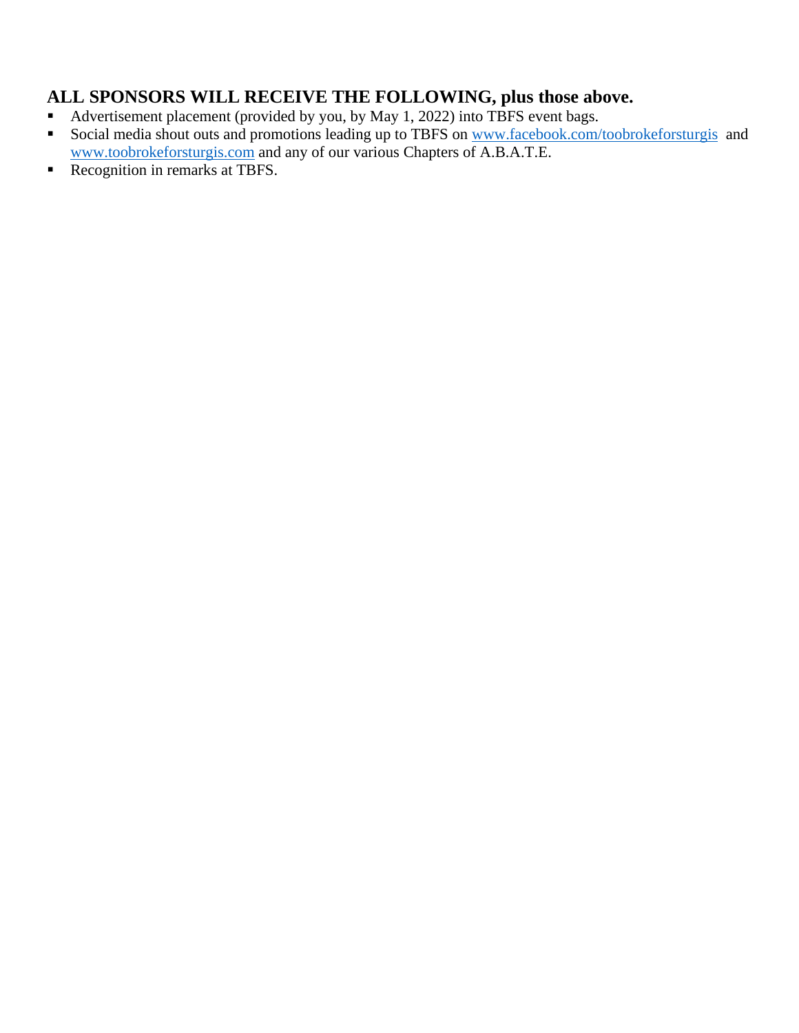## ALL SPONSORS WILL RECEIVE THE FOLLOWING, plus those above.

- Advertisement placement (provided by you, by May 1, 2022) into TBFS event bags.
- Social media shout outs and promotions leading up to TBFS on www.facebook.com/toobrokeforsturgis and www.toobrokeforsturgis.com and any of our various Chapters of A.B.A.T.E.
- Recognition in remarks at TBFS.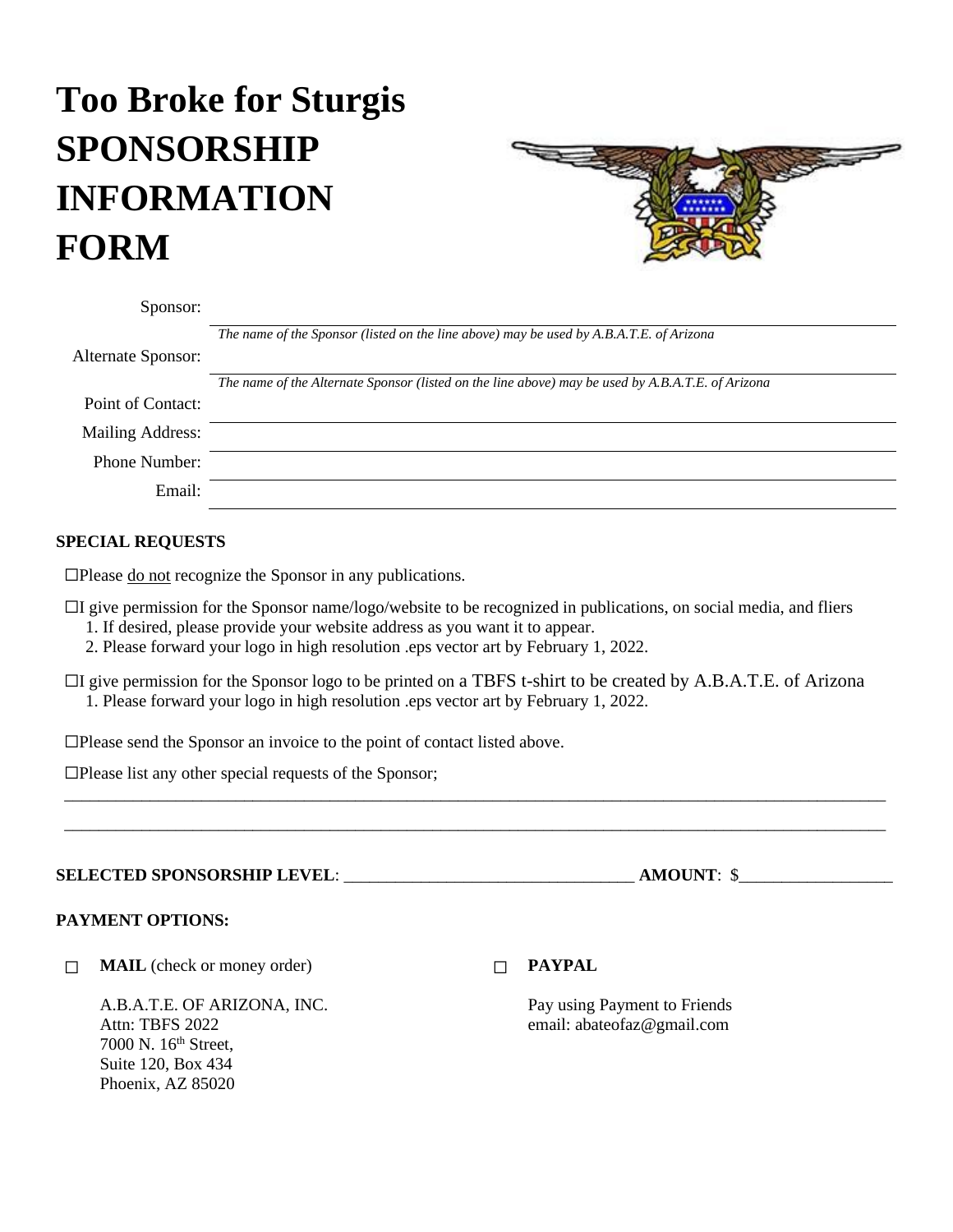# Too Broke for Sturgis SPONSORSHIP INFORMATION FORM

Sponsor: ______________________________

*The name of the Sponsor (listed on the line above) may be used by A.B.A.T.E. of Arizona*

Alternate Sponsor: ______________________________

*The name of the Alternate Sponsor (listed on the line above) may be used by A.B.A.T.E. of Arizona*

Point of Contact: ______________________________

Mailing Address: ______________________________

Phone Number: ______________________________

Email: ______________________________

## SPECIAL REQUESTS

☐Please do not recognize the Sponsor in any publications.

☐I give permission for the Sponsor name/logo/website to be recognized in publications, on social media, and fliers
1. If desired, please provide your website address as you want it to appear.
2. Please forward your logo in high resolution .eps vector art by February 1, 2022.

☐I give permission for the Sponsor logo to be printed on a TBFS t-shirt to be created by A.B.A.T.E. of Arizona
1. Please forward your logo in high resolution .eps vector art by February 1, 2022.

☐Please send the Sponsor an invoice to the point of contact listed above.

☐Please list any other special requests of the Sponsor;

_______________________________________________________________________________

_______________________________________________________________________________

**SELECTED SPONSORSHIP LEVEL**: ________________________________ **AMOUNT**: $_________________

**PAYMENT OPTIONS:**

☐ **MAIL** (check or money order)

A.B.A.T.E. OF ARIZONA, INC.
Attn: TBFS 2022
7000 N. 16th Street,
Suite 120, Box 434
Phoenix, AZ 85020

☐ **PAYPAL**

Pay using Payment to Friends
email: abateofaz@gmail.com